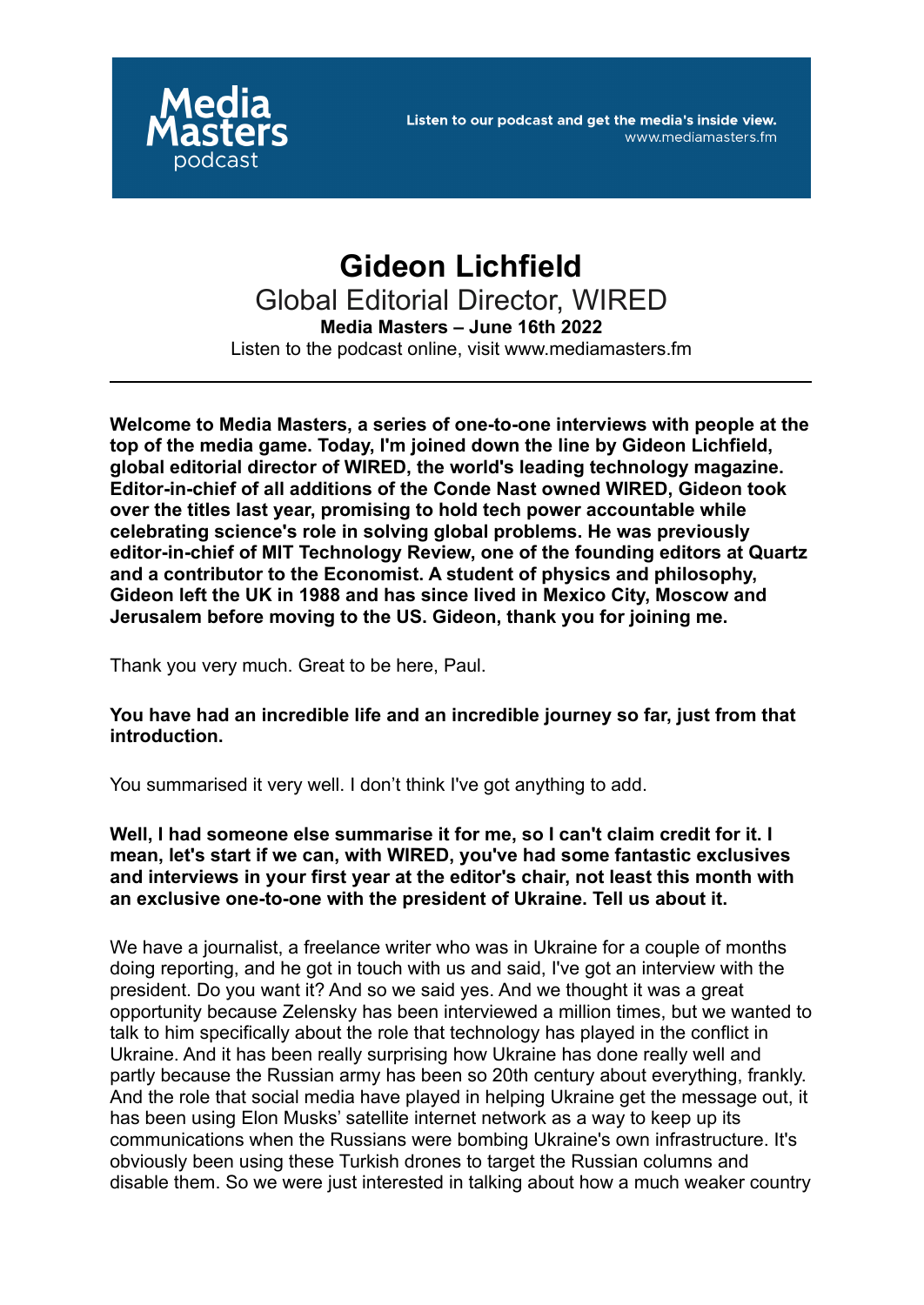# Gideon Lichfield

## Global Editorial Director, WIRED

**Media Masters – June 16th 2022**

Listen to the podcast online, visit www.mediamasters.fm

---

**Welcome to Media Masters, a series of one-to-one interviews with people at the top of the media game. Today, I'm joined down the line by Gideon Lichfield, global editorial director of WIRED, the world's leading technology magazine. Editor-in-chief of all additions of the Conde Nast owned WIRED, Gideon took over the titles last year, promising to hold tech power accountable while celebrating science's role in solving global problems. He was previously editor-in-chief of MIT Technology Review, one of the founding editors at Quartz and a contributor to the Economist. A student of physics and philosophy, Gideon left the UK in 1988 and has since lived in Mexico City, Moscow and Jerusalem before moving to the US. Gideon, thank you for joining me.**

Thank you very much. Great to be here, Paul.

**You have had an incredible life and an incredible journey so far, just from that introduction.**

You summarised it very well. I don't think I've got anything to add.

**Well, I had someone else summarise it for me, so I can't claim credit for it. I mean, let's start if we can, with WIRED, you've had some fantastic exclusives and interviews in your first year at the editor's chair, not least this month with an exclusive one-to-one with the president of Ukraine. Tell us about it.**

We have a journalist, a freelance writer who was in Ukraine for a couple of months doing reporting, and he got in touch with us and said, I've got an interview with the president. Do you want it? And so we said yes. And we thought it was a great opportunity because Zelensky has been interviewed a million times, but we wanted to talk to him specifically about the role that technology has played in the conflict in Ukraine. And it has been really surprising how Ukraine has done really well and partly because the Russian army has been so 20th century about everything, frankly. And the role that social media have played in helping Ukraine get the message out, it has been using Elon Musks' satellite internet network as a way to keep up its communications when the Russians were bombing Ukraine's own infrastructure. It's obviously been using these Turkish drones to target the Russian columns and disable them. So we were just interested in talking about how a much weaker country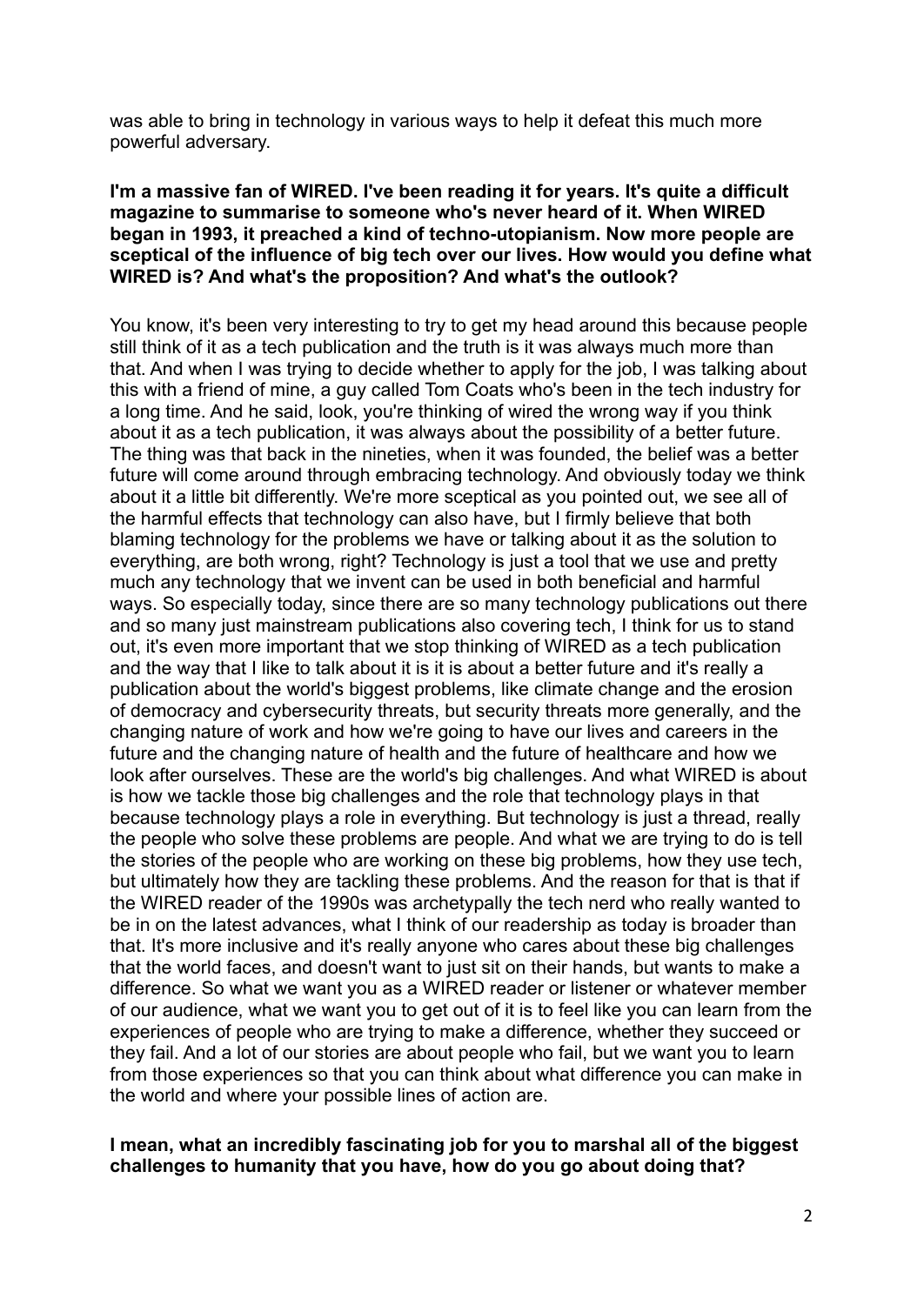was able to bring in technology in various ways to help it defeat this much more powerful adversary.

**I'm a massive fan of WIRED. I've been reading it for years. It's quite a difficult magazine to summarise to someone who's never heard of it. When WIRED began in 1993, it preached a kind of techno-utopianism. Now more people are sceptical of the influence of big tech over our lives. How would you define what WIRED is? And what's the proposition? And what's the outlook?**

You know, it's been very interesting to try to get my head around this because people still think of it as a tech publication and the truth is it was always much more than that. And when I was trying to decide whether to apply for the job, I was talking about this with a friend of mine, a guy called Tom Coats who's been in the tech industry for a long time. And he said, look, you're thinking of wired the wrong way if you think about it as a tech publication, it was always about the possibility of a better future. The thing was that back in the nineties, when it was founded, the belief was a better future will come around through embracing technology. And obviously today we think about it a little bit differently. We're more sceptical as you pointed out, we see all of the harmful effects that technology can also have, but I firmly believe that both blaming technology for the problems we have or talking about it as the solution to everything, are both wrong, right? Technology is just a tool that we use and pretty much any technology that we invent can be used in both beneficial and harmful ways. So especially today, since there are so many technology publications out there and so many just mainstream publications also covering tech, I think for us to stand out, it's even more important that we stop thinking of WIRED as a tech publication and the way that I like to talk about it is it is about a better future and it's really a publication about the world's biggest problems, like climate change and the erosion of democracy and cybersecurity threats, but security threats more generally, and the changing nature of work and how we're going to have our lives and careers in the future and the changing nature of health and the future of healthcare and how we look after ourselves. These are the world's big challenges. And what WIRED is about is how we tackle those big challenges and the role that technology plays in that because technology plays a role in everything. But technology is just a thread, really the people who solve these problems are people. And what we are trying to do is tell the stories of the people who are working on these big problems, how they use tech, but ultimately how they are tackling these problems. And the reason for that is that if the WIRED reader of the 1990s was archetypally the tech nerd who really wanted to be in on the latest advances, what I think of our readership as today is broader than that. It's more inclusive and it's really anyone who cares about these big challenges that the world faces, and doesn't want to just sit on their hands, but wants to make a difference. So what we want you as a WIRED reader or listener or whatever member of our audience, what we want you to get out of it is to feel like you can learn from the experiences of people who are trying to make a difference, whether they succeed or they fail. And a lot of our stories are about people who fail, but we want you to learn from those experiences so that you can think about what difference you can make in the world and where your possible lines of action are.

**I mean, what an incredibly fascinating job for you to marshal all of the biggest challenges to humanity that you have, how do you go about doing that?**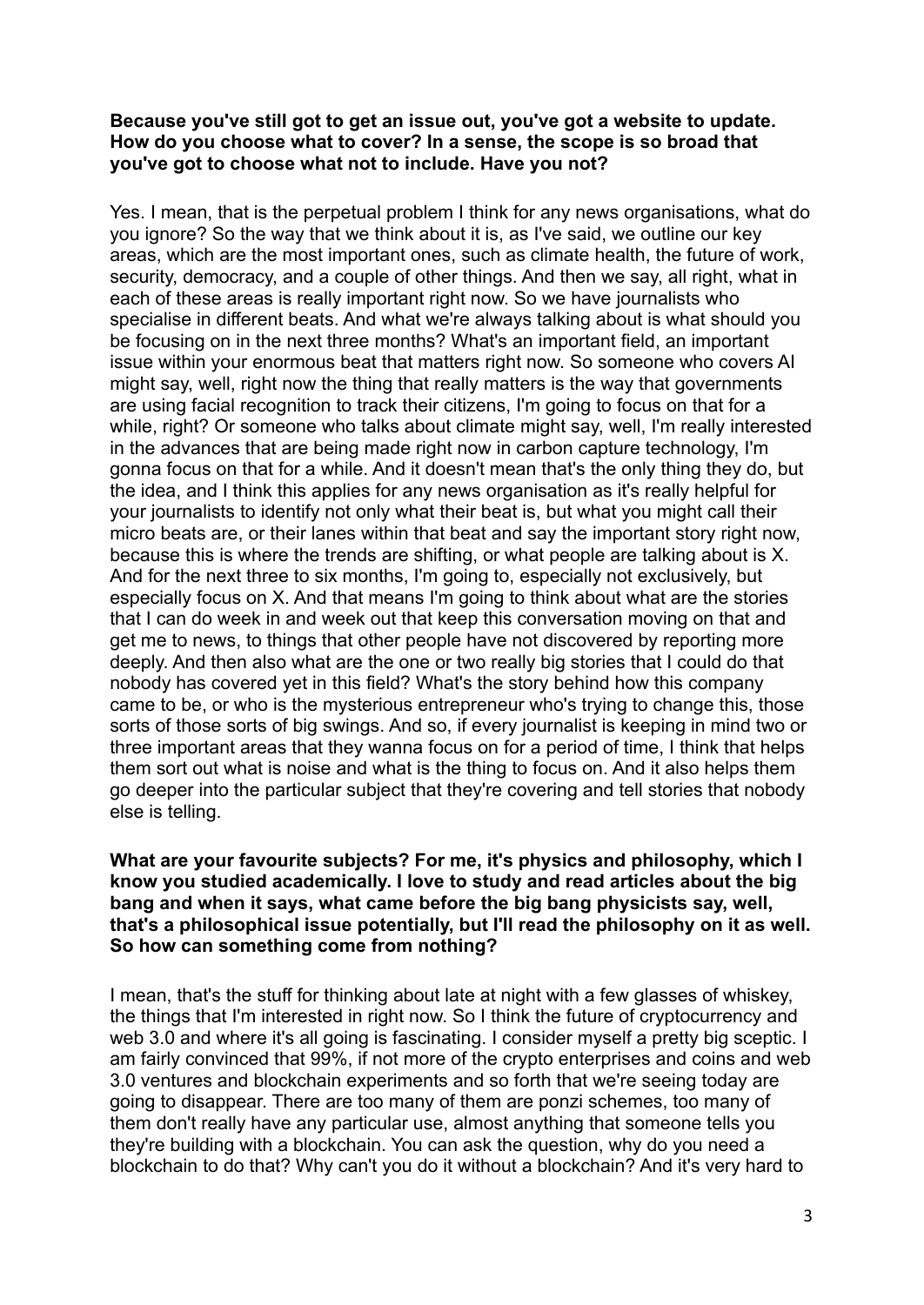**Because you've still got to get an issue out, you've got a website to update. How do you choose what to cover? In a sense, the scope is so broad that you've got to choose what not to include. Have you not?**

Yes. I mean, that is the perpetual problem I think for any news organisations, what do you ignore? So the way that we think about it is, as I've said, we outline our key areas, which are the most important ones, such as climate health, the future of work, security, democracy, and a couple of other things. And then we say, all right, what in each of these areas is really important right now. So we have journalists who specialise in different beats. And what we're always talking about is what should you be focusing on in the next three months? What's an important field, an important issue within your enormous beat that matters right now. So someone who covers AI might say, well, right now the thing that really matters is the way that governments are using facial recognition to track their citizens, I'm going to focus on that for a while, right? Or someone who talks about climate might say, well, I'm really interested in the advances that are being made right now in carbon capture technology, I'm gonna focus on that for a while. And it doesn't mean that's the only thing they do, but the idea, and I think this applies for any news organisation as it's really helpful for your journalists to identify not only what their beat is, but what you might call their micro beats are, or their lanes within that beat and say the important story right now, because this is where the trends are shifting, or what people are talking about is X. And for the next three to six months, I'm going to, especially not exclusively, but especially focus on X. And that means I'm going to think about what are the stories that I can do week in and week out that keep this conversation moving on that and get me to news, to things that other people have not discovered by reporting more deeply. And then also what are the one or two really big stories that I could do that nobody has covered yet in this field? What's the story behind how this company came to be, or who is the mysterious entrepreneur who's trying to change this, those sorts of those sorts of big swings. And so, if every journalist is keeping in mind two or three important areas that they wanna focus on for a period of time, I think that helps them sort out what is noise and what is the thing to focus on. And it also helps them go deeper into the particular subject that they're covering and tell stories that nobody else is telling.

**What are your favourite subjects? For me, it's physics and philosophy, which I know you studied academically. I love to study and read articles about the big bang and when it says, what came before the big bang physicists say, well, that's a philosophical issue potentially, but I'll read the philosophy on it as well. So how can something come from nothing?**

I mean, that's the stuff for thinking about late at night with a few glasses of whiskey, the things that I'm interested in right now. So I think the future of cryptocurrency and web 3.0 and where it's all going is fascinating. I consider myself a pretty big sceptic. I am fairly convinced that 99%, if not more of the crypto enterprises and coins and web 3.0 ventures and blockchain experiments and so forth that we're seeing today are going to disappear. There are too many of them are ponzi schemes, too many of them don't really have any particular use, almost anything that someone tells you they're building with a blockchain. You can ask the question, why do you need a blockchain to do that? Why can't you do it without a blockchain? And it's very hard to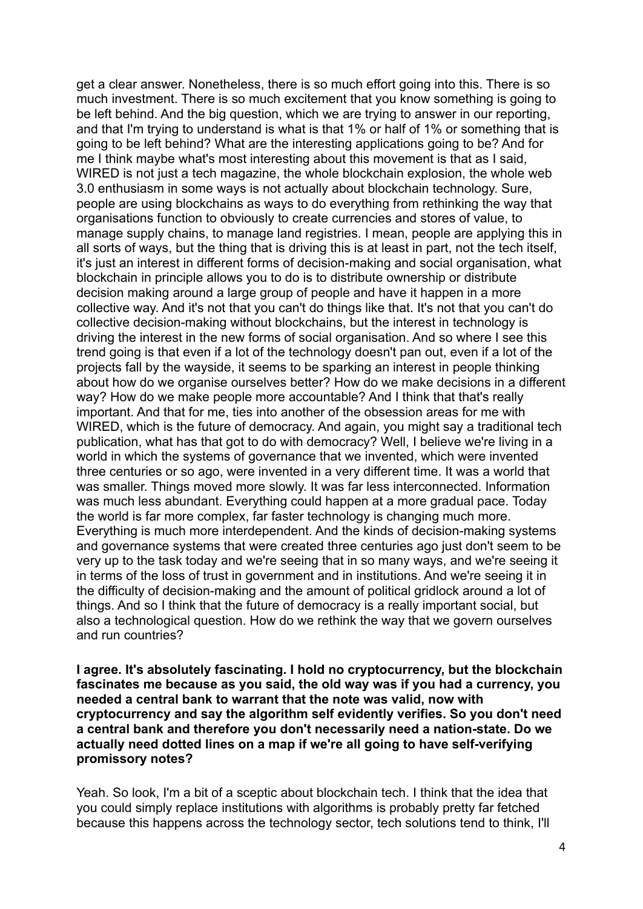get a clear answer. Nonetheless, there is so much effort going into this. There is so much investment. There is so much excitement that you know something is going to be left behind. And the big question, which we are trying to answer in our reporting, and that I'm trying to understand is what is that 1% or half of 1% or something that is going to be left behind? What are the interesting applications going to be? And for me I think maybe what's most interesting about this movement is that as I said, WIRED is not just a tech magazine, the whole blockchain explosion, the whole web 3.0 enthusiasm in some ways is not actually about blockchain technology. Sure, people are using blockchains as ways to do everything from rethinking the way that organisations function to obviously to create currencies and stores of value, to manage supply chains, to manage land registries. I mean, people are applying this in all sorts of ways, but the thing that is driving this is at least in part, not the tech itself, it's just an interest in different forms of decision-making and social organisation, what blockchain in principle allows you to do is to distribute ownership or distribute decision making around a large group of people and have it happen in a more collective way. And it's not that you can't do things like that. It's not that you can't do collective decision-making without blockchains, but the interest in technology is driving the interest in the new forms of social organisation. And so where I see this trend going is that even if a lot of the technology doesn't pan out, even if a lot of the projects fall by the wayside, it seems to be sparking an interest in people thinking about how do we organise ourselves better? How do we make decisions in a different way? How do we make people more accountable? And I think that that's really important. And that for me, ties into another of the obsession areas for me with WIRED, which is the future of democracy. And again, you might say a traditional tech publication, what has that got to do with democracy? Well, I believe we're living in a world in which the systems of governance that we invented, which were invented three centuries or so ago, were invented in a very different time. It was a world that was smaller. Things moved more slowly. It was far less interconnected. Information was much less abundant. Everything could happen at a more gradual pace. Today the world is far more complex, far faster technology is changing much more. Everything is much more interdependent. And the kinds of decision-making systems and governance systems that were created three centuries ago just don't seem to be very up to the task today and we're seeing that in so many ways, and we're seeing it in terms of the loss of trust in government and in institutions. And we're seeing it in the difficulty of decision-making and the amount of political gridlock around a lot of things. And so I think that the future of democracy is a really important social, but also a technological question. How do we rethink the way that we govern ourselves and run countries?

**I agree. It's absolutely fascinating. I hold no cryptocurrency, but the blockchain fascinates me because as you said, the old way was if you had a currency, you needed a central bank to warrant that the note was valid, now with cryptocurrency and say the algorithm self evidently verifies. So you don't need a central bank and therefore you don't necessarily need a nation-state. Do we actually need dotted lines on a map if we're all going to have self-verifying promissory notes?**

Yeah. So look, I'm a bit of a sceptic about blockchain tech. I think that the idea that you could simply replace institutions with algorithms is probably pretty far fetched because this happens across the technology sector, tech solutions tend to think, I'll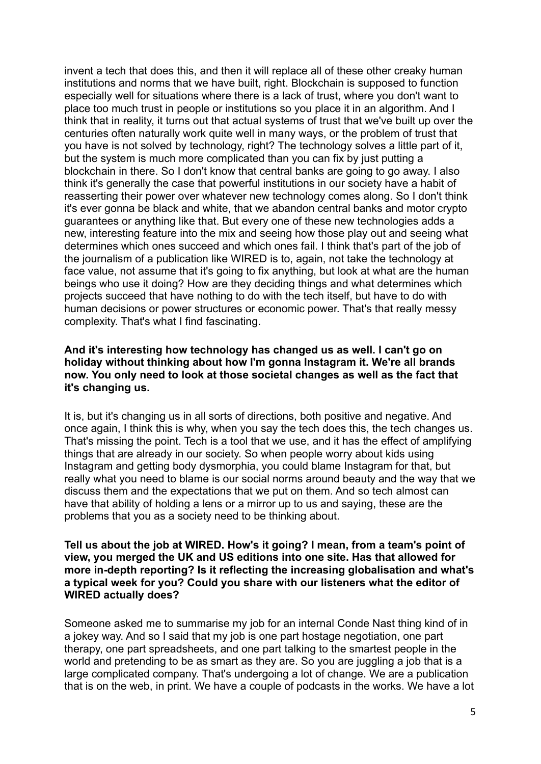invent a tech that does this, and then it will replace all of these other creaky human institutions and norms that we have built, right. Blockchain is supposed to function especially well for situations where there is a lack of trust, where you don't want to place too much trust in people or institutions so you place it in an algorithm. And I think that in reality, it turns out that actual systems of trust that we've built up over the centuries often naturally work quite well in many ways, or the problem of trust that you have is not solved by technology, right? The technology solves a little part of it, but the system is much more complicated than you can fix by just putting a blockchain in there. So I don't know that central banks are going to go away. I also think it's generally the case that powerful institutions in our society have a habit of reasserting their power over whatever new technology comes along. So I don't think it's ever gonna be black and white, that we abandon central banks and motor crypto guarantees or anything like that. But every one of these new technologies adds a new, interesting feature into the mix and seeing how those play out and seeing what determines which ones succeed and which ones fail. I think that's part of the job of the journalism of a publication like WIRED is to, again, not take the technology at face value, not assume that it's going to fix anything, but look at what are the human beings who use it doing? How are they deciding things and what determines which projects succeed that have nothing to do with the tech itself, but have to do with human decisions or power structures or economic power. That's that really messy complexity. That's what I find fascinating.

**And it's interesting how technology has changed us as well. I can't go on holiday without thinking about how I'm gonna Instagram it. We're all brands now. You only need to look at those societal changes as well as the fact that it's changing us.**

It is, but it's changing us in all sorts of directions, both positive and negative. And once again, I think this is why, when you say the tech does this, the tech changes us. That's missing the point. Tech is a tool that we use, and it has the effect of amplifying things that are already in our society. So when people worry about kids using Instagram and getting body dysmorphia, you could blame Instagram for that, but really what you need to blame is our social norms around beauty and the way that we discuss them and the expectations that we put on them. And so tech almost can have that ability of holding a lens or a mirror up to us and saying, these are the problems that you as a society need to be thinking about.

**Tell us about the job at WIRED. How's it going? I mean, from a team's point of view, you merged the UK and US editions into one site. Has that allowed for more in-depth reporting? Is it reflecting the increasing globalisation and what's a typical week for you? Could you share with our listeners what the editor of WIRED actually does?**

Someone asked me to summarise my job for an internal Conde Nast thing kind of in a jokey way. And so I said that my job is one part hostage negotiation, one part therapy, one part spreadsheets, and one part talking to the smartest people in the world and pretending to be as smart as they are. So you are juggling a job that is a large complicated company. That's undergoing a lot of change. We are a publication that is on the web, in print. We have a couple of podcasts in the works. We have a lot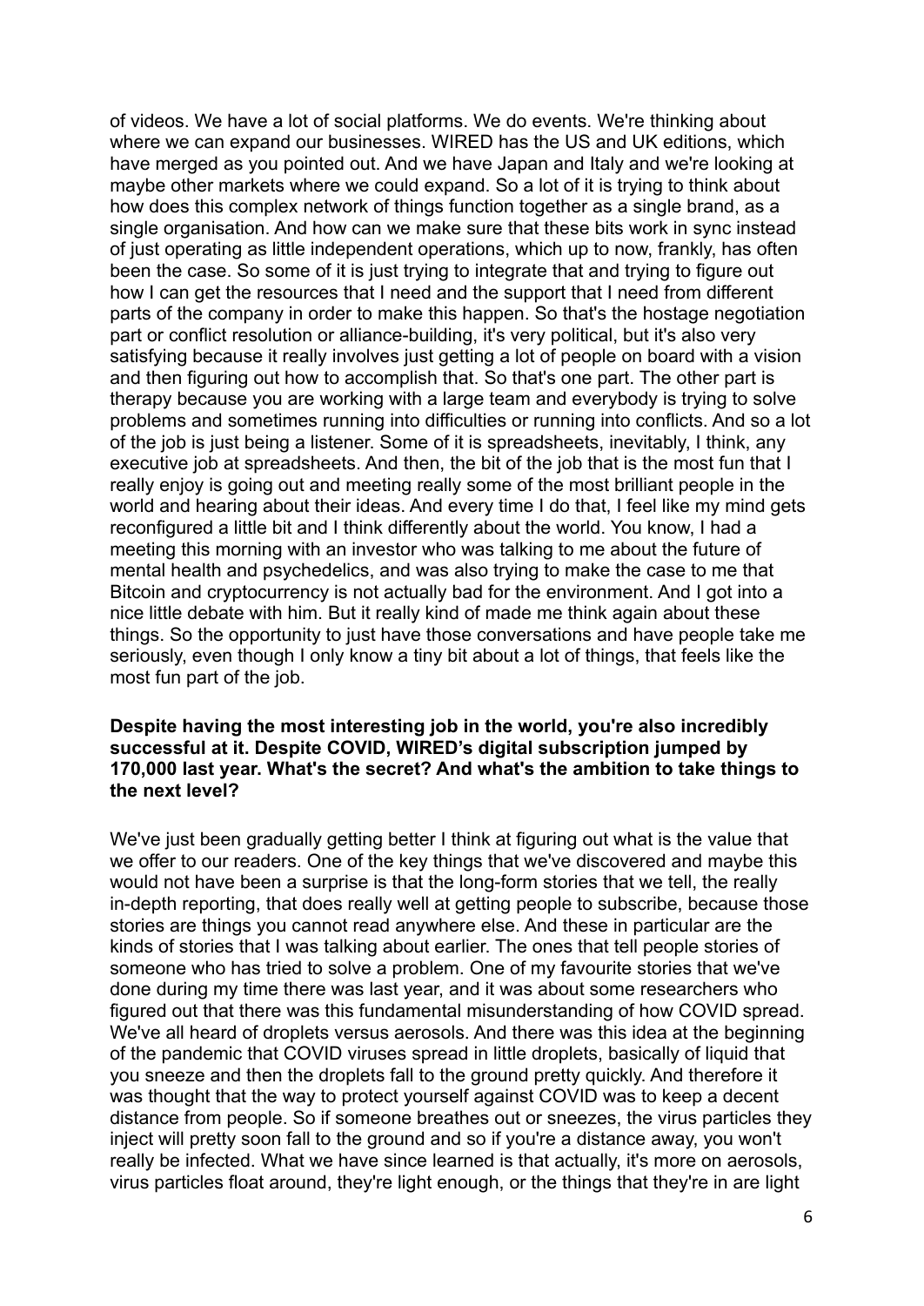of videos. We have a lot of social platforms. We do events. We're thinking about where we can expand our businesses. WIRED has the US and UK editions, which have merged as you pointed out. And we have Japan and Italy and we're looking at maybe other markets where we could expand. So a lot of it is trying to think about how does this complex network of things function together as a single brand, as a single organisation. And how can we make sure that these bits work in sync instead of just operating as little independent operations, which up to now, frankly, has often been the case. So some of it is just trying to integrate that and trying to figure out how I can get the resources that I need and the support that I need from different parts of the company in order to make this happen. So that's the hostage negotiation part or conflict resolution or alliance-building, it's very political, but it's also very satisfying because it really involves just getting a lot of people on board with a vision and then figuring out how to accomplish that. So that's one part. The other part is therapy because you are working with a large team and everybody is trying to solve problems and sometimes running into difficulties or running into conflicts. And so a lot of the job is just being a listener. Some of it is spreadsheets, inevitably, I think, any executive job at spreadsheets. And then, the bit of the job that is the most fun that I really enjoy is going out and meeting really some of the most brilliant people in the world and hearing about their ideas. And every time I do that, I feel like my mind gets reconfigured a little bit and I think differently about the world. You know, I had a meeting this morning with an investor who was talking to me about the future of mental health and psychedelics, and was also trying to make the case to me that Bitcoin and cryptocurrency is not actually bad for the environment. And I got into a nice little debate with him. But it really kind of made me think again about these things. So the opportunity to just have those conversations and have people take me seriously, even though I only know a tiny bit about a lot of things, that feels like the most fun part of the job.

**Despite having the most interesting job in the world, you're also incredibly successful at it. Despite COVID, WIRED's digital subscription jumped by 170,000 last year. What's the secret? And what's the ambition to take things to the next level?**

We've just been gradually getting better I think at figuring out what is the value that we offer to our readers. One of the key things that we've discovered and maybe this would not have been a surprise is that the long-form stories that we tell, the really in-depth reporting, that does really well at getting people to subscribe, because those stories are things you cannot read anywhere else. And these in particular are the kinds of stories that I was talking about earlier. The ones that tell people stories of someone who has tried to solve a problem. One of my favourite stories that we've done during my time there was last year, and it was about some researchers who figured out that there was this fundamental misunderstanding of how COVID spread. We've all heard of droplets versus aerosols. And there was this idea at the beginning of the pandemic that COVID viruses spread in little droplets, basically of liquid that you sneeze and then the droplets fall to the ground pretty quickly. And therefore it was thought that the way to protect yourself against COVID was to keep a decent distance from people. So if someone breathes out or sneezes, the virus particles they inject will pretty soon fall to the ground and so if you're a distance away, you won't really be infected. What we have since learned is that actually, it's more on aerosols, virus particles float around, they're light enough, or the things that they're in are light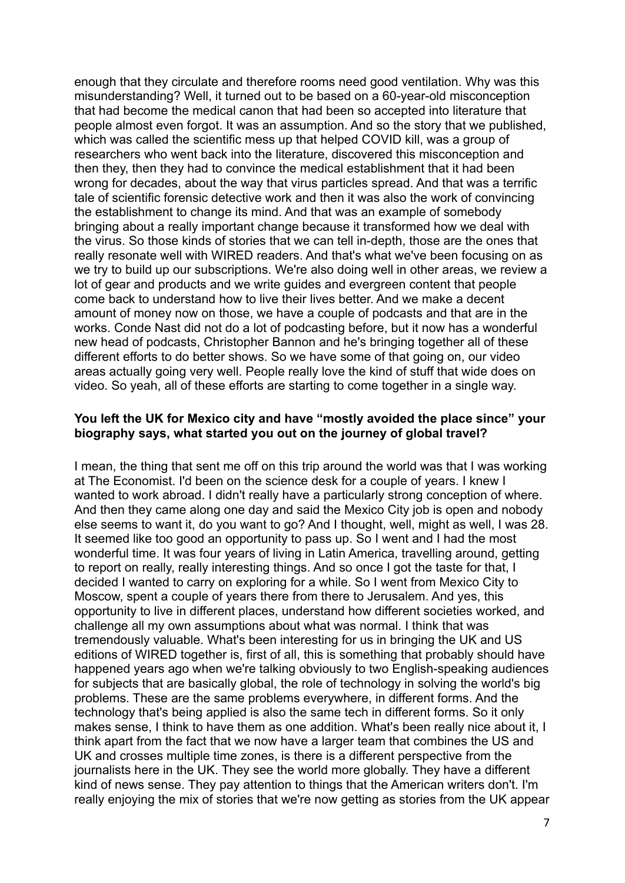enough that they circulate and therefore rooms need good ventilation. Why was this misunderstanding? Well, it turned out to be based on a 60-year-old misconception that had become the medical canon that had been so accepted into literature that people almost even forgot. It was an assumption. And so the story that we published, which was called the scientific mess up that helped COVID kill, was a group of researchers who went back into the literature, discovered this misconception and then they, then they had to convince the medical establishment that it had been wrong for decades, about the way that virus particles spread. And that was a terrific tale of scientific forensic detective work and then it was also the work of convincing the establishment to change its mind. And that was an example of somebody bringing about a really important change because it transformed how we deal with the virus. So those kinds of stories that we can tell in-depth, those are the ones that really resonate well with WIRED readers. And that's what we've been focusing on as we try to build up our subscriptions. We're also doing well in other areas, we review a lot of gear and products and we write guides and evergreen content that people come back to understand how to live their lives better. And we make a decent amount of money now on those, we have a couple of podcasts and that are in the works. Conde Nast did not do a lot of podcasting before, but it now has a wonderful new head of podcasts, Christopher Bannon and he's bringing together all of these different efforts to do better shows. So we have some of that going on, our video areas actually going very well. People really love the kind of stuff that wide does on video. So yeah, all of these efforts are starting to come together in a single way.

**You left the UK for Mexico city and have "mostly avoided the place since" your biography says, what started you out on the journey of global travel?**

I mean, the thing that sent me off on this trip around the world was that I was working at The Economist. I'd been on the science desk for a couple of years. I knew I wanted to work abroad. I didn't really have a particularly strong conception of where. And then they came along one day and said the Mexico City job is open and nobody else seems to want it, do you want to go? And I thought, well, might as well, I was 28. It seemed like too good an opportunity to pass up. So I went and I had the most wonderful time. It was four years of living in Latin America, travelling around, getting to report on really, really interesting things. And so once I got the taste for that, I decided I wanted to carry on exploring for a while. So I went from Mexico City to Moscow, spent a couple of years there from there to Jerusalem. And yes, this opportunity to live in different places, understand how different societies worked, and challenge all my own assumptions about what was normal. I think that was tremendously valuable. What's been interesting for us in bringing the UK and US editions of WIRED together is, first of all, this is something that probably should have happened years ago when we're talking obviously to two English-speaking audiences for subjects that are basically global, the role of technology in solving the world's big problems. These are the same problems everywhere, in different forms. And the technology that's being applied is also the same tech in different forms. So it only makes sense, I think to have them as one addition. What's been really nice about it, I think apart from the fact that we now have a larger team that combines the US and UK and crosses multiple time zones, is there is a different perspective from the journalists here in the UK. They see the world more globally. They have a different kind of news sense. They pay attention to things that the American writers don't. I'm really enjoying the mix of stories that we're now getting as stories from the UK appear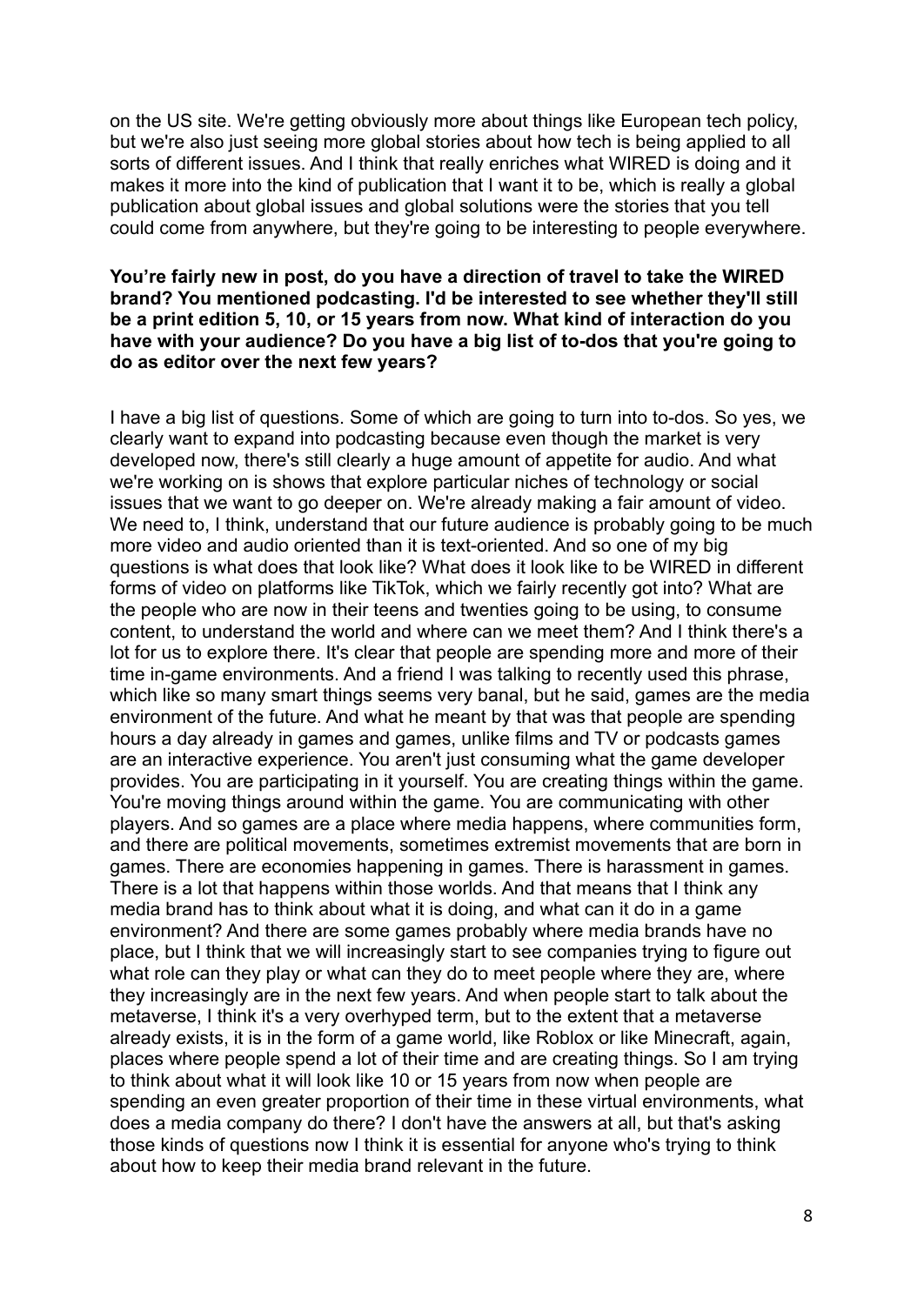on the US site. We're getting obviously more about things like European tech policy, but we're also just seeing more global stories about how tech is being applied to all sorts of different issues. And I think that really enriches what WIRED is doing and it makes it more into the kind of publication that I want it to be, which is really a global publication about global issues and global solutions were the stories that you tell could come from anywhere, but they're going to be interesting to people everywhere.

**You're fairly new in post, do you have a direction of travel to take the WIRED brand? You mentioned podcasting. I'd be interested to see whether they'll still be a print edition 5, 10, or 15 years from now. What kind of interaction do you have with your audience? Do you have a big list of to-dos that you're going to do as editor over the next few years?**

I have a big list of questions. Some of which are going to turn into to-dos. So yes, we clearly want to expand into podcasting because even though the market is very developed now, there's still clearly a huge amount of appetite for audio. And what we're working on is shows that explore particular niches of technology or social issues that we want to go deeper on. We're already making a fair amount of video. We need to, I think, understand that our future audience is probably going to be much more video and audio oriented than it is text-oriented. And so one of my big questions is what does that look like? What does it look like to be WIRED in different forms of video on platforms like TikTok, which we fairly recently got into? What are the people who are now in their teens and twenties going to be using, to consume content, to understand the world and where can we meet them? And I think there's a lot for us to explore there. It's clear that people are spending more and more of their time in-game environments. And a friend I was talking to recently used this phrase, which like so many smart things seems very banal, but he said, games are the media environment of the future. And what he meant by that was that people are spending hours a day already in games and games, unlike films and TV or podcasts games are an interactive experience. You aren't just consuming what the game developer provides. You are participating in it yourself. You are creating things within the game. You're moving things around within the game. You are communicating with other players. And so games are a place where media happens, where communities form, and there are political movements, sometimes extremist movements that are born in games. There are economies happening in games. There is harassment in games. There is a lot that happens within those worlds. And that means that I think any media brand has to think about what it is doing, and what can it do in a game environment? And there are some games probably where media brands have no place, but I think that we will increasingly start to see companies trying to figure out what role can they play or what can they do to meet people where they are, where they increasingly are in the next few years. And when people start to talk about the metaverse, I think it's a very overhyped term, but to the extent that a metaverse already exists, it is in the form of a game world, like Roblox or like Minecraft, again, places where people spend a lot of their time and are creating things. So I am trying to think about what it will look like 10 or 15 years from now when people are spending an even greater proportion of their time in these virtual environments, what does a media company do there? I don't have the answers at all, but that's asking those kinds of questions now I think it is essential for anyone who's trying to think about how to keep their media brand relevant in the future.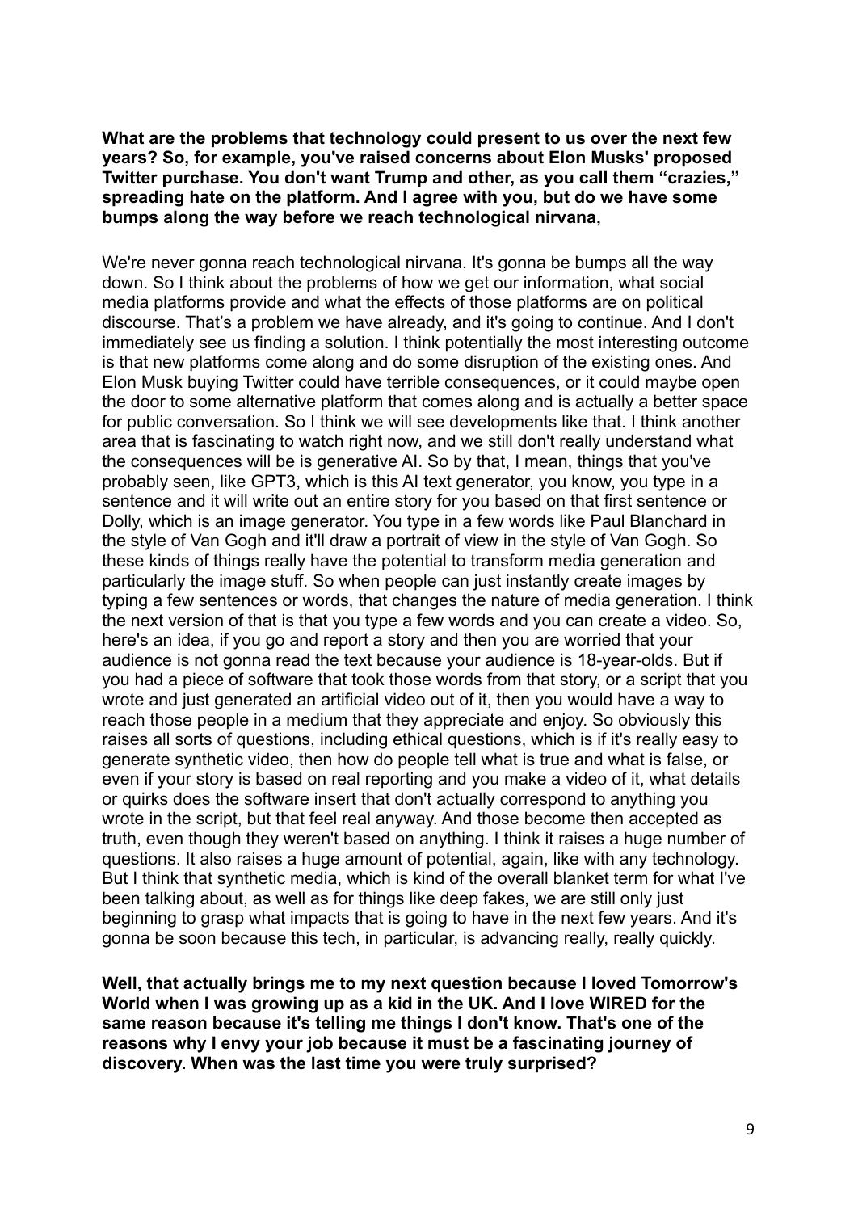**What are the problems that technology could present to us over the next few years? So, for example, you've raised concerns about Elon Musks' proposed Twitter purchase. You don't want Trump and other, as you call them "crazies," spreading hate on the platform. And I agree with you, but do we have some bumps along the way before we reach technological nirvana,**

We're never gonna reach technological nirvana. It's gonna be bumps all the way down. So I think about the problems of how we get our information, what social media platforms provide and what the effects of those platforms are on political discourse. That's a problem we have already, and it's going to continue. And I don't immediately see us finding a solution. I think potentially the most interesting outcome is that new platforms come along and do some disruption of the existing ones. And Elon Musk buying Twitter could have terrible consequences, or it could maybe open the door to some alternative platform that comes along and is actually a better space for public conversation. So I think we will see developments like that. I think another area that is fascinating to watch right now, and we still don't really understand what the consequences will be is generative AI. So by that, I mean, things that you've probably seen, like GPT3, which is this AI text generator, you know, you type in a sentence and it will write out an entire story for you based on that first sentence or Dolly, which is an image generator. You type in a few words like Paul Blanchard in the style of Van Gogh and it'll draw a portrait of view in the style of Van Gogh. So these kinds of things really have the potential to transform media generation and particularly the image stuff. So when people can just instantly create images by typing a few sentences or words, that changes the nature of media generation. I think the next version of that is that you type a few words and you can create a video. So, here's an idea, if you go and report a story and then you are worried that your audience is not gonna read the text because your audience is 18-year-olds. But if you had a piece of software that took those words from that story, or a script that you wrote and just generated an artificial video out of it, then you would have a way to reach those people in a medium that they appreciate and enjoy. So obviously this raises all sorts of questions, including ethical questions, which is if it's really easy to generate synthetic video, then how do people tell what is true and what is false, or even if your story is based on real reporting and you make a video of it, what details or quirks does the software insert that don't actually correspond to anything you wrote in the script, but that feel real anyway. And those become then accepted as truth, even though they weren't based on anything. I think it raises a huge number of questions. It also raises a huge amount of potential, again, like with any technology. But I think that synthetic media, which is kind of the overall blanket term for what I've been talking about, as well as for things like deep fakes, we are still only just beginning to grasp what impacts that is going to have in the next few years. And it's gonna be soon because this tech, in particular, is advancing really, really quickly.

**Well, that actually brings me to my next question because I loved Tomorrow's World when I was growing up as a kid in the UK. And I love WIRED for the same reason because it's telling me things I don't know. That's one of the reasons why I envy your job because it must be a fascinating journey of discovery. When was the last time you were truly surprised?**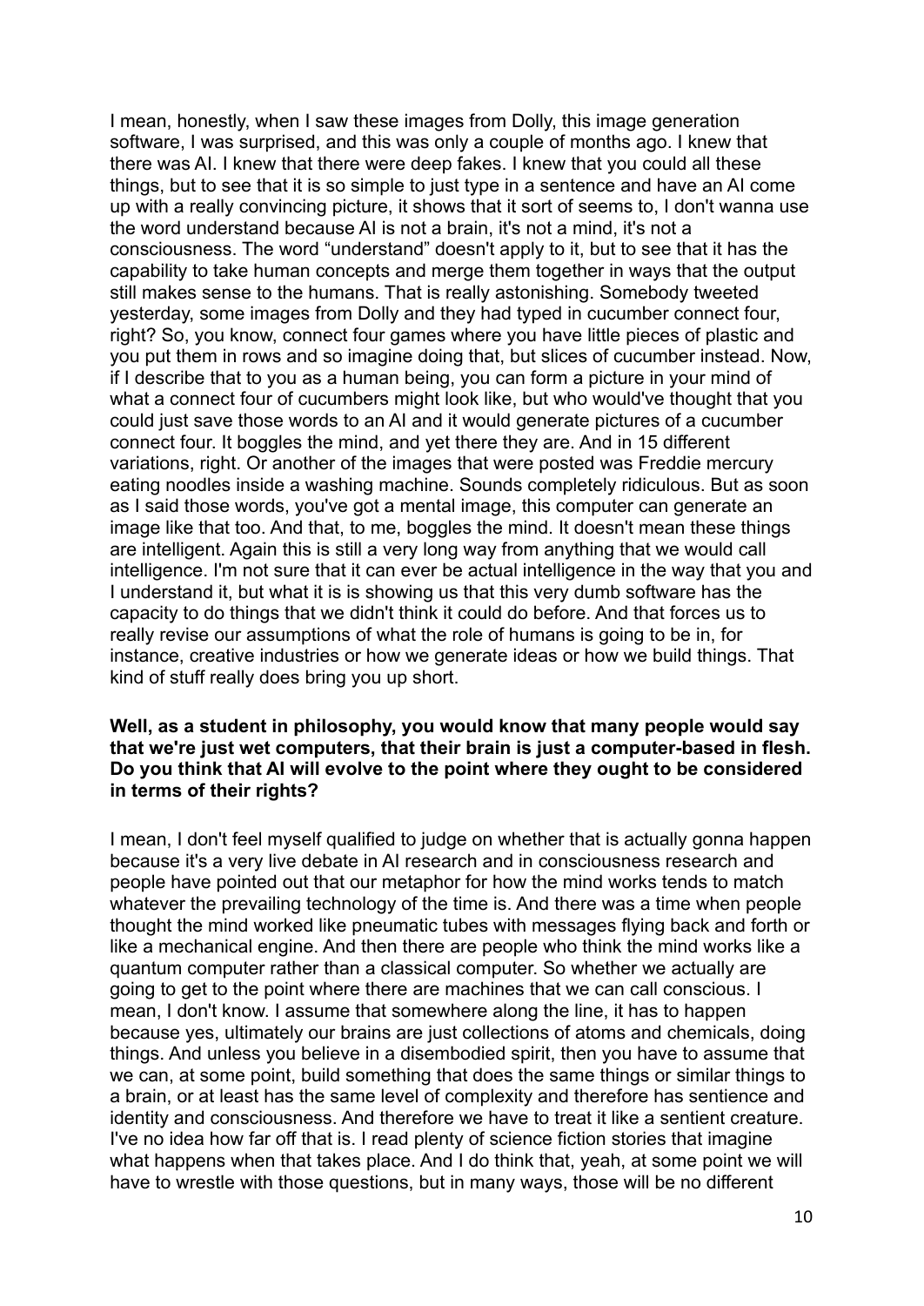I mean, honestly, when I saw these images from Dolly, this image generation software, I was surprised, and this was only a couple of months ago. I knew that there was AI. I knew that there were deep fakes. I knew that you could all these things, but to see that it is so simple to just type in a sentence and have an AI come up with a really convincing picture, it shows that it sort of seems to, I don't wanna use the word understand because AI is not a brain, it's not a mind, it's not a consciousness. The word "understand" doesn't apply to it, but to see that it has the capability to take human concepts and merge them together in ways that the output still makes sense to the humans. That is really astonishing. Somebody tweeted yesterday, some images from Dolly and they had typed in cucumber connect four, right? So, you know, connect four games where you have little pieces of plastic and you put them in rows and so imagine doing that, but slices of cucumber instead. Now, if I describe that to you as a human being, you can form a picture in your mind of what a connect four of cucumbers might look like, but who would've thought that you could just save those words to an AI and it would generate pictures of a cucumber connect four. It boggles the mind, and yet there they are. And in 15 different variations, right. Or another of the images that were posted was Freddie mercury eating noodles inside a washing machine. Sounds completely ridiculous. But as soon as I said those words, you've got a mental image, this computer can generate an image like that too. And that, to me, boggles the mind. It doesn't mean these things are intelligent. Again this is still a very long way from anything that we would call intelligence. I'm not sure that it can ever be actual intelligence in the way that you and I understand it, but what it is is showing us that this very dumb software has the capacity to do things that we didn't think it could do before. And that forces us to really revise our assumptions of what the role of humans is going to be in, for instance, creative industries or how we generate ideas or how we build things. That kind of stuff really does bring you up short.

**Well, as a student in philosophy, you would know that many people would say that we're just wet computers, that their brain is just a computer-based in flesh. Do you think that AI will evolve to the point where they ought to be considered in terms of their rights?**

I mean, I don't feel myself qualified to judge on whether that is actually gonna happen because it's a very live debate in AI research and in consciousness research and people have pointed out that our metaphor for how the mind works tends to match whatever the prevailing technology of the time is. And there was a time when people thought the mind worked like pneumatic tubes with messages flying back and forth or like a mechanical engine. And then there are people who think the mind works like a quantum computer rather than a classical computer. So whether we actually are going to get to the point where there are machines that we can call conscious. I mean, I don't know. I assume that somewhere along the line, it has to happen because yes, ultimately our brains are just collections of atoms and chemicals, doing things. And unless you believe in a disembodied spirit, then you have to assume that we can, at some point, build something that does the same things or similar things to a brain, or at least has the same level of complexity and therefore has sentience and identity and consciousness. And therefore we have to treat it like a sentient creature. I've no idea how far off that is. I read plenty of science fiction stories that imagine what happens when that takes place. And I do think that, yeah, at some point we will have to wrestle with those questions, but in many ways, those will be no different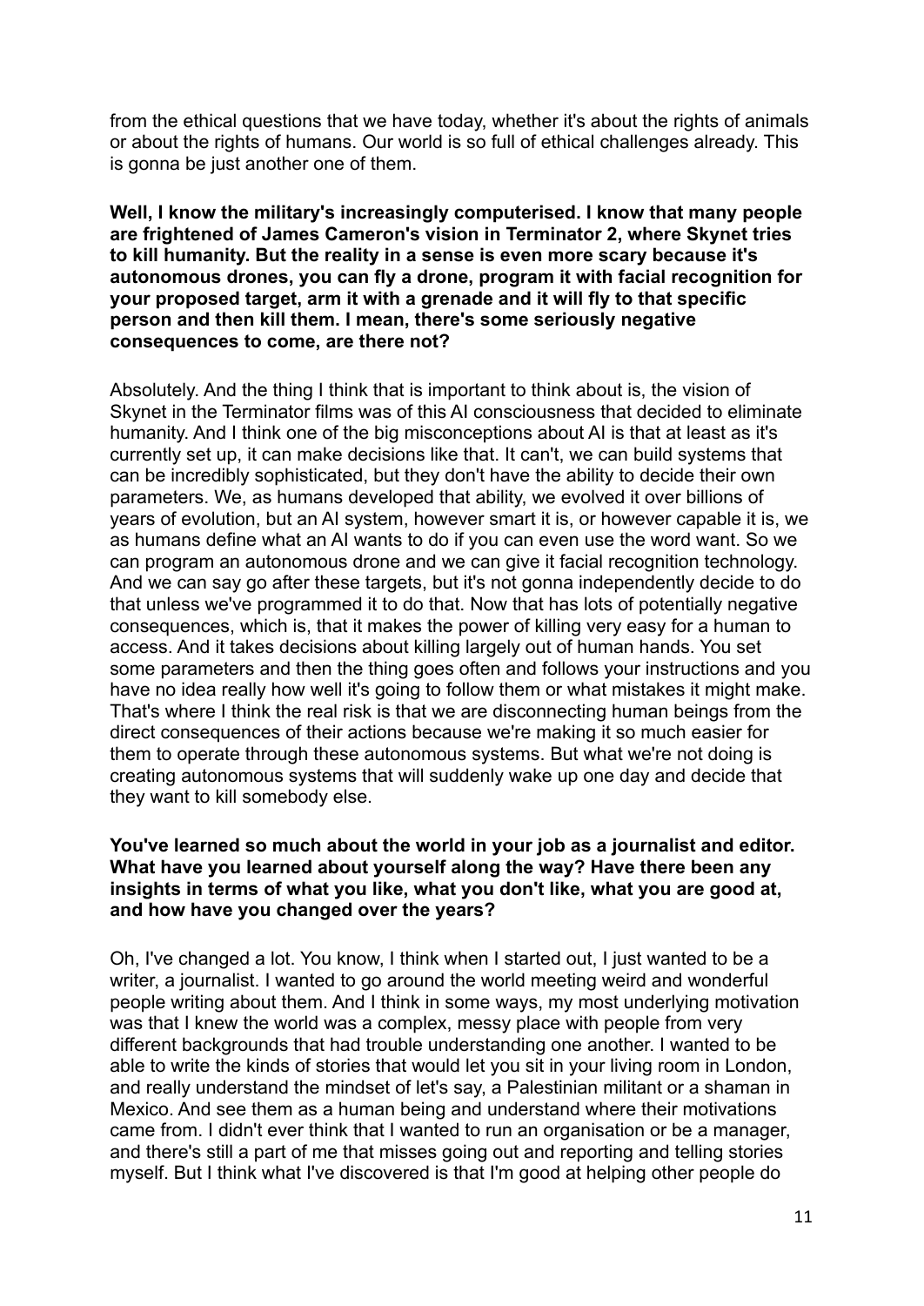from the ethical questions that we have today, whether it's about the rights of animals or about the rights of humans. Our world is so full of ethical challenges already. This is gonna be just another one of them.

**Well, I know the military's increasingly computerised. I know that many people are frightened of James Cameron's vision in Terminator 2, where Skynet tries to kill humanity. But the reality in a sense is even more scary because it's autonomous drones, you can fly a drone, program it with facial recognition for your proposed target, arm it with a grenade and it will fly to that specific person and then kill them. I mean, there's some seriously negative consequences to come, are there not?**

Absolutely. And the thing I think that is important to think about is, the vision of Skynet in the Terminator films was of this AI consciousness that decided to eliminate humanity. And I think one of the big misconceptions about AI is that at least as it's currently set up, it can make decisions like that. It can't, we can build systems that can be incredibly sophisticated, but they don't have the ability to decide their own parameters. We, as humans developed that ability, we evolved it over billions of years of evolution, but an AI system, however smart it is, or however capable it is, we as humans define what an AI wants to do if you can even use the word want. So we can program an autonomous drone and we can give it facial recognition technology. And we can say go after these targets, but it's not gonna independently decide to do that unless we've programmed it to do that. Now that has lots of potentially negative consequences, which is, that it makes the power of killing very easy for a human to access. And it takes decisions about killing largely out of human hands. You set some parameters and then the thing goes often and follows your instructions and you have no idea really how well it's going to follow them or what mistakes it might make. That's where I think the real risk is that we are disconnecting human beings from the direct consequences of their actions because we're making it so much easier for them to operate through these autonomous systems. But what we're not doing is creating autonomous systems that will suddenly wake up one day and decide that they want to kill somebody else.

**You've learned so much about the world in your job as a journalist and editor. What have you learned about yourself along the way? Have there been any insights in terms of what you like, what you don't like, what you are good at, and how have you changed over the years?**

Oh, I've changed a lot. You know, I think when I started out, I just wanted to be a writer, a journalist. I wanted to go around the world meeting weird and wonderful people writing about them. And I think in some ways, my most underlying motivation was that I knew the world was a complex, messy place with people from very different backgrounds that had trouble understanding one another. I wanted to be able to write the kinds of stories that would let you sit in your living room in London, and really understand the mindset of let's say, a Palestinian militant or a shaman in Mexico. And see them as a human being and understand where their motivations came from. I didn't ever think that I wanted to run an organisation or be a manager, and there's still a part of me that misses going out and reporting and telling stories myself. But I think what I've discovered is that I'm good at helping other people do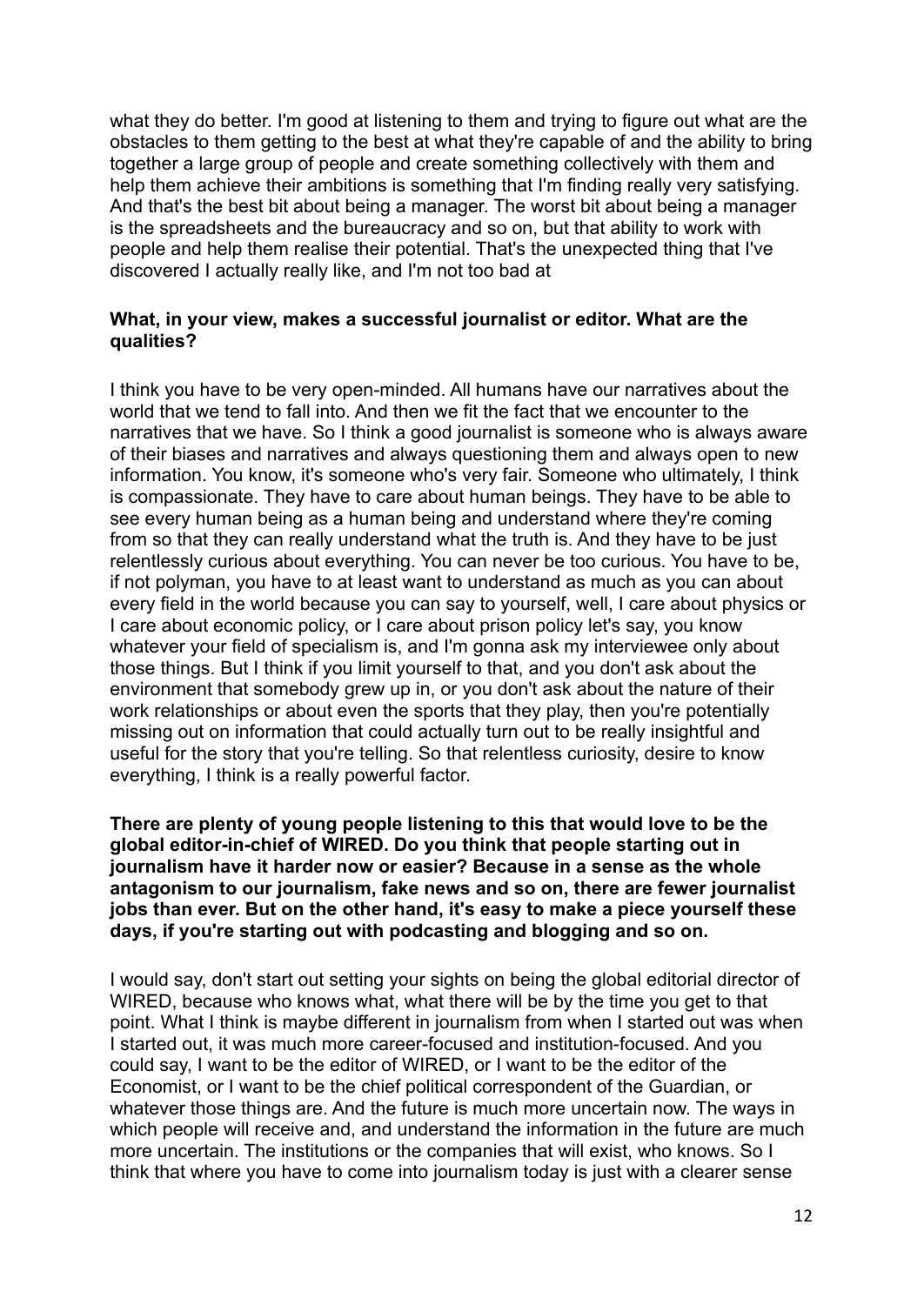what they do better. I'm good at listening to them and trying to figure out what are the obstacles to them getting to the best at what they're capable of and the ability to bring together a large group of people and create something collectively with them and help them achieve their ambitions is something that I'm finding really very satisfying. And that's the best bit about being a manager. The worst bit about being a manager is the spreadsheets and the bureaucracy and so on, but that ability to work with people and help them realise their potential. That's the unexpected thing that I've discovered I actually really like, and I'm not too bad at

**What, in your view, makes a successful journalist or editor. What are the qualities?**

I think you have to be very open-minded. All humans have our narratives about the world that we tend to fall into. And then we fit the fact that we encounter to the narratives that we have. So I think a good journalist is someone who is always aware of their biases and narratives and always questioning them and always open to new information. You know, it's someone who's very fair. Someone who ultimately, I think is compassionate. They have to care about human beings. They have to be able to see every human being as a human being and understand where they're coming from so that they can really understand what the truth is. And they have to be just relentlessly curious about everything. You can never be too curious. You have to be, if not polyman, you have to at least want to understand as much as you can about every field in the world because you can say to yourself, well, I care about physics or I care about economic policy, or I care about prison policy let's say, you know whatever your field of specialism is, and I'm gonna ask my interviewee only about those things. But I think if you limit yourself to that, and you don't ask about the environment that somebody grew up in, or you don't ask about the nature of their work relationships or about even the sports that they play, then you're potentially missing out on information that could actually turn out to be really insightful and useful for the story that you're telling. So that relentless curiosity, desire to know everything, I think is a really powerful factor.

**There are plenty of young people listening to this that would love to be the global editor-in-chief of WIRED. Do you think that people starting out in journalism have it harder now or easier? Because in a sense as the whole antagonism to our journalism, fake news and so on, there are fewer journalist jobs than ever. But on the other hand, it's easy to make a piece yourself these days, if you're starting out with podcasting and blogging and so on.**

I would say, don't start out setting your sights on being the global editorial director of WIRED, because who knows what, what there will be by the time you get to that point. What I think is maybe different in journalism from when I started out was when I started out, it was much more career-focused and institution-focused. And you could say, I want to be the editor of WIRED, or I want to be the editor of the Economist, or I want to be the chief political correspondent of the Guardian, or whatever those things are. And the future is much more uncertain now. The ways in which people will receive and, and understand the information in the future are much more uncertain. The institutions or the companies that will exist, who knows. So I think that where you have to come into journalism today is just with a clearer sense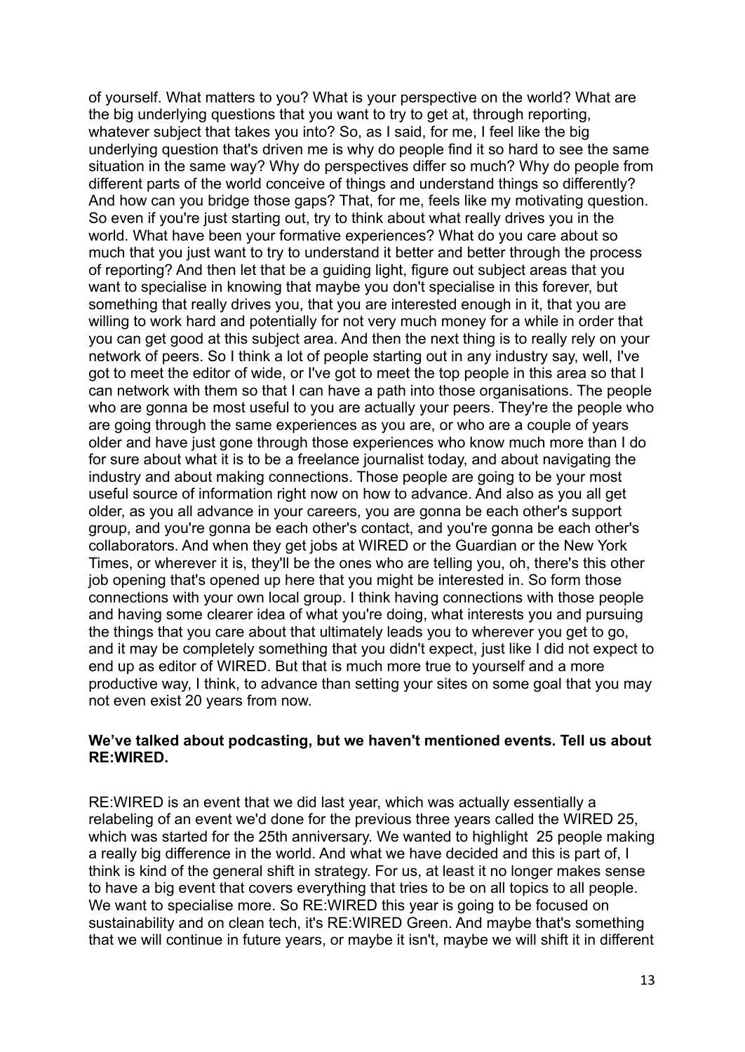of yourself. What matters to you? What is your perspective on the world? What are the big underlying questions that you want to try to get at, through reporting, whatever subject that takes you into? So, as I said, for me, I feel like the big underlying question that's driven me is why do people find it so hard to see the same situation in the same way? Why do perspectives differ so much? Why do people from different parts of the world conceive of things and understand things so differently? And how can you bridge those gaps? That, for me, feels like my motivating question. So even if you're just starting out, try to think about what really drives you in the world. What have been your formative experiences? What do you care about so much that you just want to try to understand it better and better through the process of reporting? And then let that be a guiding light, figure out subject areas that you want to specialise in knowing that maybe you don't specialise in this forever, but something that really drives you, that you are interested enough in it, that you are willing to work hard and potentially for not very much money for a while in order that you can get good at this subject area. And then the next thing is to really rely on your network of peers. So I think a lot of people starting out in any industry say, well, I've got to meet the editor of wide, or I've got to meet the top people in this area so that I can network with them so that I can have a path into those organisations. The people who are gonna be most useful to you are actually your peers. They're the people who are going through the same experiences as you are, or who are a couple of years older and have just gone through those experiences who know much more than I do for sure about what it is to be a freelance journalist today, and about navigating the industry and about making connections. Those people are going to be your most useful source of information right now on how to advance. And also as you all get older, as you all advance in your careers, you are gonna be each other's support group, and you're gonna be each other's contact, and you're gonna be each other's collaborators. And when they get jobs at WIRED or the Guardian or the New York Times, or wherever it is, they'll be the ones who are telling you, oh, there's this other job opening that's opened up here that you might be interested in. So form those connections with your own local group. I think having connections with those people and having some clearer idea of what you're doing, what interests you and pursuing the things that you care about that ultimately leads you to wherever you get to go, and it may be completely something that you didn't expect, just like I did not expect to end up as editor of WIRED. But that is much more true to yourself and a more productive way, I think, to advance than setting your sites on some goal that you may not even exist 20 years from now.

**We've talked about podcasting, but we haven't mentioned events. Tell us about RE:WIRED.**

RE:WIRED is an event that we did last year, which was actually essentially a relabeling of an event we'd done for the previous three years called the WIRED 25, which was started for the 25th anniversary. We wanted to highlight 25 people making a really big difference in the world. And what we have decided and this is part of, I think is kind of the general shift in strategy. For us, at least it no longer makes sense to have a big event that covers everything that tries to be on all topics to all people. We want to specialise more. So RE:WIRED this year is going to be focused on sustainability and on clean tech, it's RE:WIRED Green. And maybe that's something that we will continue in future years, or maybe it isn't, maybe we will shift it in different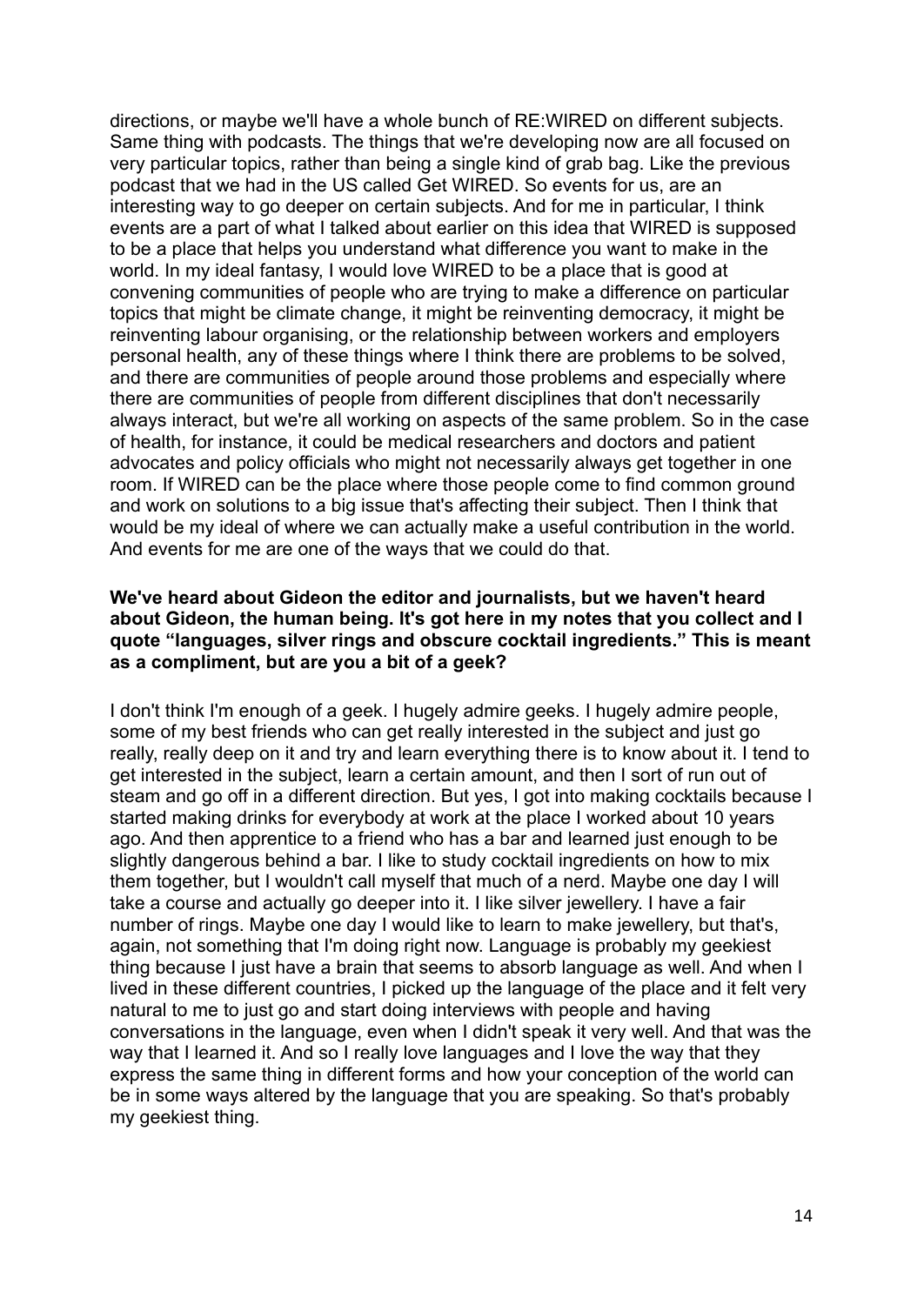directions, or maybe we'll have a whole bunch of RE:WIRED on different subjects. Same thing with podcasts. The things that we're developing now are all focused on very particular topics, rather than being a single kind of grab bag. Like the previous podcast that we had in the US called Get WIRED. So events for us, are an interesting way to go deeper on certain subjects. And for me in particular, I think events are a part of what I talked about earlier on this idea that WIRED is supposed to be a place that helps you understand what difference you want to make in the world. In my ideal fantasy, I would love WIRED to be a place that is good at convening communities of people who are trying to make a difference on particular topics that might be climate change, it might be reinventing democracy, it might be reinventing labour organising, or the relationship between workers and employers personal health, any of these things where I think there are problems to be solved, and there are communities of people around those problems and especially where there are communities of people from different disciplines that don't necessarily always interact, but we're all working on aspects of the same problem. So in the case of health, for instance, it could be medical researchers and doctors and patient advocates and policy officials who might not necessarily always get together in one room. If WIRED can be the place where those people come to find common ground and work on solutions to a big issue that's affecting their subject. Then I think that would be my ideal of where we can actually make a useful contribution in the world. And events for me are one of the ways that we could do that.

**We've heard about Gideon the editor and journalists, but we haven't heard about Gideon, the human being. It's got here in my notes that you collect and I quote "languages, silver rings and obscure cocktail ingredients." This is meant as a compliment, but are you a bit of a geek?**

I don't think I'm enough of a geek. I hugely admire geeks. I hugely admire people, some of my best friends who can get really interested in the subject and just go really, really deep on it and try and learn everything there is to know about it. I tend to get interested in the subject, learn a certain amount, and then I sort of run out of steam and go off in a different direction. But yes, I got into making cocktails because I started making drinks for everybody at work at the place I worked about 10 years ago. And then apprentice to a friend who has a bar and learned just enough to be slightly dangerous behind a bar. I like to study cocktail ingredients on how to mix them together, but I wouldn't call myself that much of a nerd. Maybe one day I will take a course and actually go deeper into it. I like silver jewellery. I have a fair number of rings. Maybe one day I would like to learn to make jewellery, but that's, again, not something that I'm doing right now. Language is probably my geekiest thing because I just have a brain that seems to absorb language as well. And when I lived in these different countries, I picked up the language of the place and it felt very natural to me to just go and start doing interviews with people and having conversations in the language, even when I didn't speak it very well. And that was the way that I learned it. And so I really love languages and I love the way that they express the same thing in different forms and how your conception of the world can be in some ways altered by the language that you are speaking. So that's probably my geekiest thing.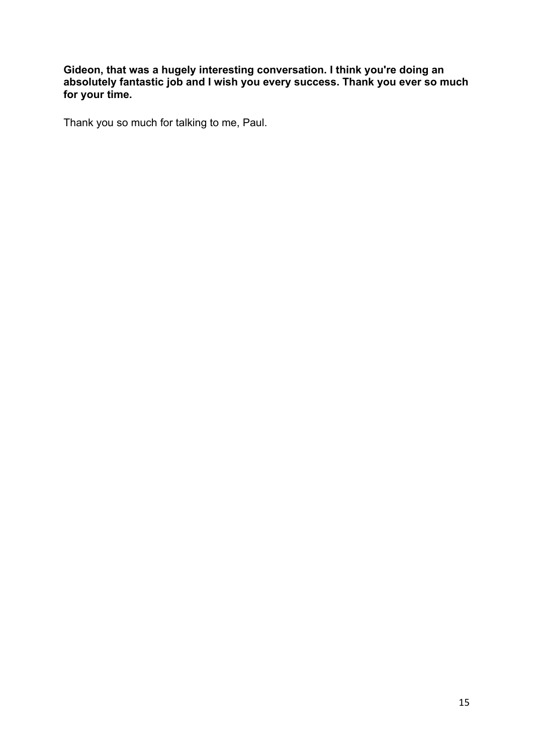**Gideon, that was a hugely interesting conversation. I think you're doing an absolutely fantastic job and I wish you every success. Thank you ever so much for your time.**

Thank you so much for talking to me, Paul.